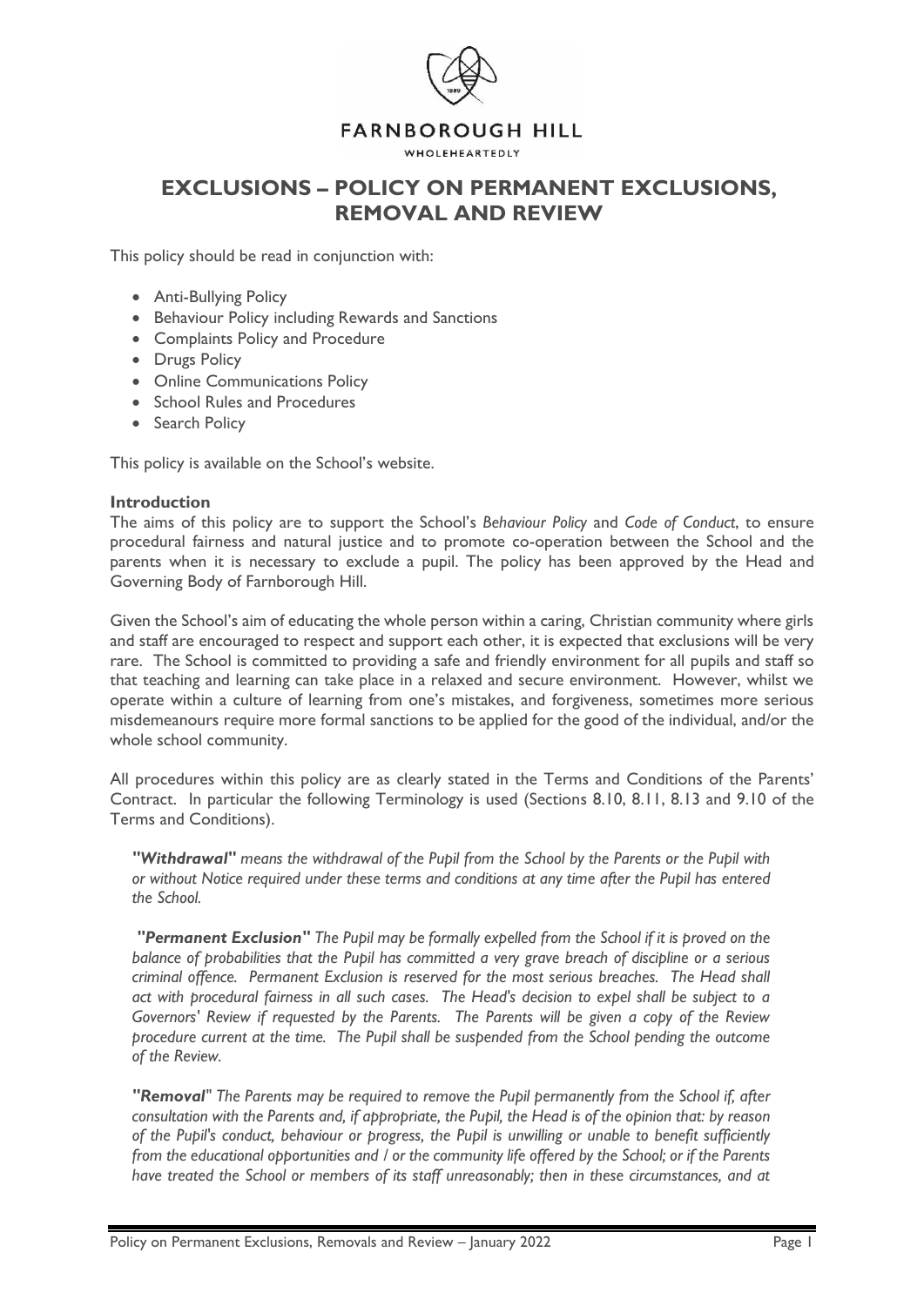FARNBOROUGH HILL

WHOLEHEARTEDLY

# EXCLUSIONS – POLICY ON PERMANENT EXCLUSIONS, REMOVAL AND REVIEW

This policy should be read in conjunction with:

- Anti-Bullying Policy
- Behaviour Policy including Rewards and Sanctions
- Complaints Policy and Procedure
- Drugs Policy
- Online Communications Policy
- School Rules and Procedures
- Search Policy

This policy is available on the School's website.

**Introduction**

The aims of this policy are to support the School's *Behaviour Policy* and *Code of Conduct*, to ensure procedural fairness and natural justice and to promote co-operation between the School and the parents when it is necessary to exclude a pupil. The policy has been approved by the Head and Governing Body of Farnborough Hill.

Given the School's aim of educating the whole person within a caring, Christian community where girls and staff are encouraged to respect and support each other, it is expected that exclusions will be very rare. The School is committed to providing a safe and friendly environment for all pupils and staff so that teaching and learning can take place in a relaxed and secure environment. However, whilst we operate within a culture of learning from one's mistakes, and forgiveness, sometimes more serious misdemeanours require more formal sanctions to be applied for the good of the individual, and/or the whole school community.

All procedures within this policy are as clearly stated in the Terms and Conditions of the Parents' Contract. In particular the following Terminology is used (Sections 8.10, 8.11, 8.13 and 9.10 of the Terms and Conditions).

> ***"Withdrawal"*** *means the withdrawal of the Pupil from the School by the Parents or the Pupil with or without Notice required under these terms and conditions at any time after the Pupil has entered the School.*
>
> ***"Permanent Exclusion"*** *The Pupil may be formally expelled from the School if it is proved on the balance of probabilities that the Pupil has committed a very grave breach of discipline or a serious criminal offence. Permanent Exclusion is reserved for the most serious breaches. The Head shall act with procedural fairness in all such cases. The Head's decision to expel shall be subject to a Governors' Review if requested by the Parents. The Parents will be given a copy of the Review procedure current at the time. The Pupil shall be suspended from the School pending the outcome of the Review.*
>
> ***"Removal"*** *The Parents may be required to remove the Pupil permanently from the School if, after consultation with the Parents and, if appropriate, the Pupil, the Head is of the opinion that: by reason of the Pupil's conduct, behaviour or progress, the Pupil is unwilling or unable to benefit sufficiently from the educational opportunities and / or the community life offered by the School; or if the Parents have treated the School or members of its staff unreasonably; then in these circumstances, and at*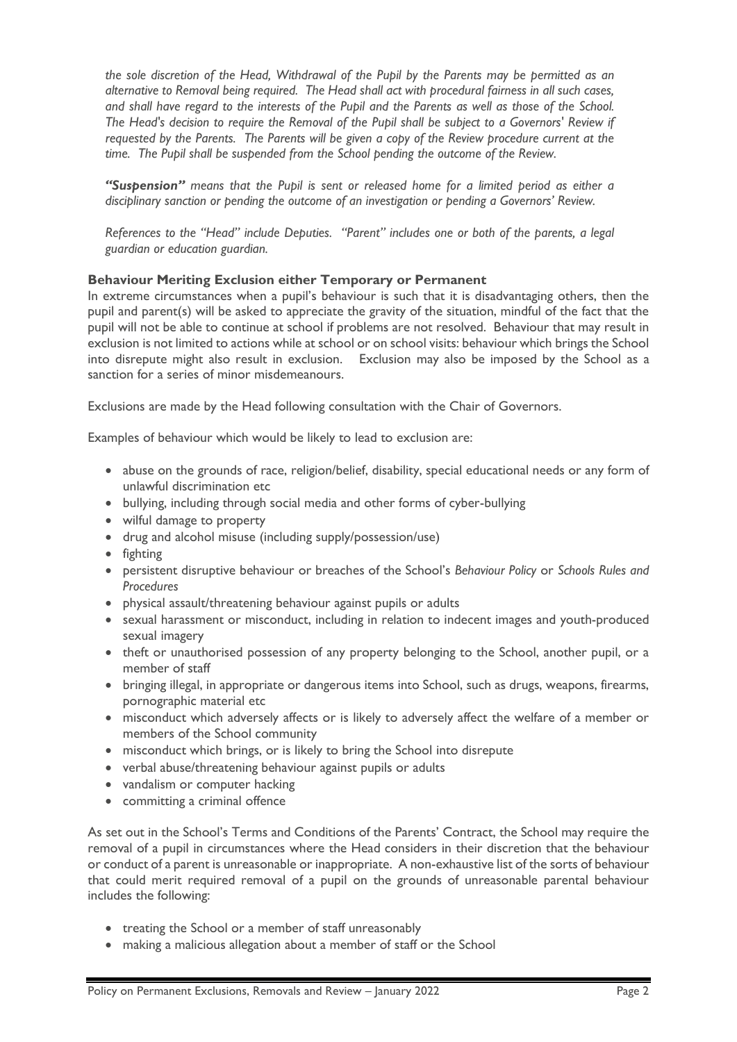*the sole discretion of the Head, Withdrawal of the Pupil by the Parents may be permitted as an alternative to Removal being required. The Head shall act with procedural fairness in all such cases, and shall have regard to the interests of the Pupil and the Parents as well as those of the School. The Head's decision to require the Removal of the Pupil shall be subject to a Governors' Review if requested by the Parents. The Parents will be given a copy of the Review procedure current at the time. The Pupil shall be suspended from the School pending the outcome of the Review.*

***"Suspension"*** *means that the Pupil is sent or released home for a limited period as either a disciplinary sanction or pending the outcome of an investigation or pending a Governors' Review.*

*References to the "Head" include Deputies. "Parent" includes one or both of the parents, a legal guardian or education guardian.*

### Behaviour Meriting Exclusion either Temporary or Permanent

In extreme circumstances when a pupil's behaviour is such that it is disadvantaging others, then the pupil and parent(s) will be asked to appreciate the gravity of the situation, mindful of the fact that the pupil will not be able to continue at school if problems are not resolved. Behaviour that may result in exclusion is not limited to actions while at school or on school visits: behaviour which brings the School into disrepute might also result in exclusion. Exclusion may also be imposed by the School as a sanction for a series of minor misdemeanours.

Exclusions are made by the Head following consultation with the Chair of Governors.

Examples of behaviour which would be likely to lead to exclusion are:

- abuse on the grounds of race, religion/belief, disability, special educational needs or any form of unlawful discrimination etc
- bullying, including through social media and other forms of cyber-bullying
- wilful damage to property
- drug and alcohol misuse (including supply/possession/use)
- fighting
- persistent disruptive behaviour or breaches of the School's *Behaviour Policy* or *Schools Rules and Procedures*
- physical assault/threatening behaviour against pupils or adults
- sexual harassment or misconduct, including in relation to indecent images and youth-produced sexual imagery
- theft or unauthorised possession of any property belonging to the School, another pupil, or a member of staff
- bringing illegal, in appropriate or dangerous items into School, such as drugs, weapons, firearms, pornographic material etc
- misconduct which adversely affects or is likely to adversely affect the welfare of a member or members of the School community
- misconduct which brings, or is likely to bring the School into disrepute
- verbal abuse/threatening behaviour against pupils or adults
- vandalism or computer hacking
- committing a criminal offence

As set out in the School's Terms and Conditions of the Parents' Contract, the School may require the removal of a pupil in circumstances where the Head considers in their discretion that the behaviour or conduct of a parent is unreasonable or inappropriate. A non-exhaustive list of the sorts of behaviour that could merit required removal of a pupil on the grounds of unreasonable parental behaviour includes the following:

- treating the School or a member of staff unreasonably
- making a malicious allegation about a member of staff or the School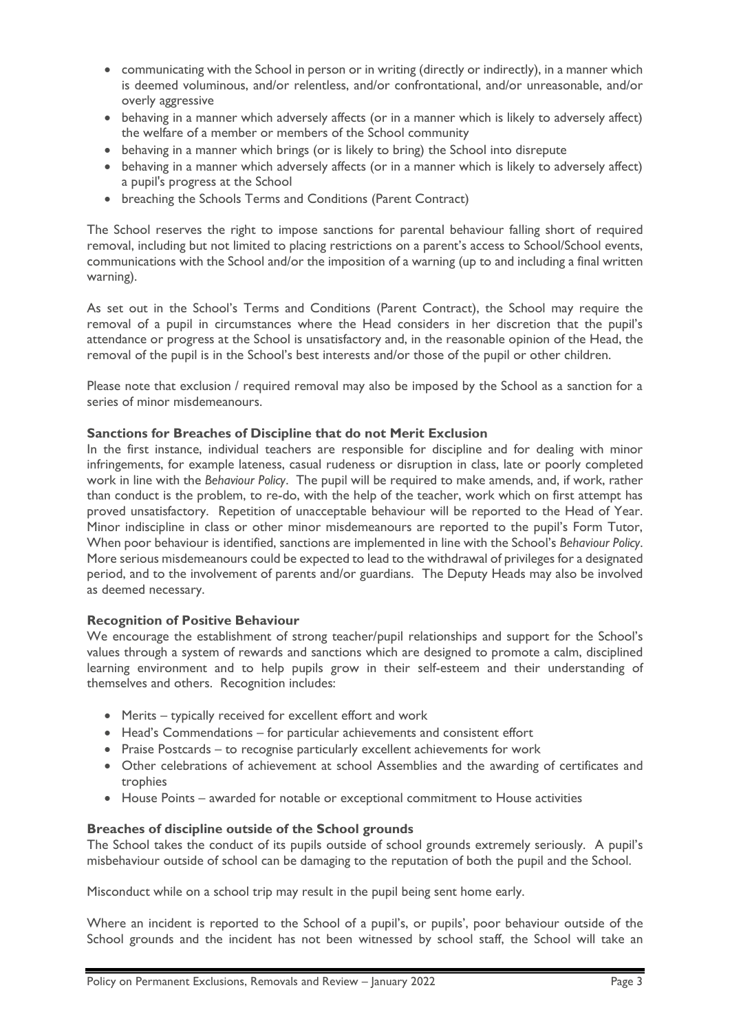- communicating with the School in person or in writing (directly or indirectly), in a manner which is deemed voluminous, and/or relentless, and/or confrontational, and/or unreasonable, and/or overly aggressive
- behaving in a manner which adversely affects (or in a manner which is likely to adversely affect) the welfare of a member or members of the School community
- behaving in a manner which brings (or is likely to bring) the School into disrepute
- behaving in a manner which adversely affects (or in a manner which is likely to adversely affect) a pupil's progress at the School
- breaching the Schools Terms and Conditions (Parent Contract)

The School reserves the right to impose sanctions for parental behaviour falling short of required removal, including but not limited to placing restrictions on a parent's access to School/School events, communications with the School and/or the imposition of a warning (up to and including a final written warning).

As set out in the School's Terms and Conditions (Parent Contract), the School may require the removal of a pupil in circumstances where the Head considers in her discretion that the pupil's attendance or progress at the School is unsatisfactory and, in the reasonable opinion of the Head, the removal of the pupil is in the School's best interests and/or those of the pupil or other children.

Please note that exclusion / required removal may also be imposed by the School as a sanction for a series of minor misdemeanours.

**Sanctions for Breaches of Discipline that do not Merit Exclusion**

In the first instance, individual teachers are responsible for discipline and for dealing with minor infringements, for example lateness, casual rudeness or disruption in class, late or poorly completed work in line with the *Behaviour Policy*. The pupil will be required to make amends, and, if work, rather than conduct is the problem, to re-do, with the help of the teacher, work which on first attempt has proved unsatisfactory. Repetition of unacceptable behaviour will be reported to the Head of Year. Minor indiscipline in class or other minor misdemeanours are reported to the pupil's Form Tutor, When poor behaviour is identified, sanctions are implemented in line with the School's *Behaviour Policy*. More serious misdemeanours could be expected to lead to the withdrawal of privileges for a designated period, and to the involvement of parents and/or guardians. The Deputy Heads may also be involved as deemed necessary.

**Recognition of Positive Behaviour**

We encourage the establishment of strong teacher/pupil relationships and support for the School's values through a system of rewards and sanctions which are designed to promote a calm, disciplined learning environment and to help pupils grow in their self-esteem and their understanding of themselves and others. Recognition includes:

- Merits – typically received for excellent effort and work
- Head's Commendations – for particular achievements and consistent effort
- Praise Postcards – to recognise particularly excellent achievements for work
- Other celebrations of achievement at school Assemblies and the awarding of certificates and trophies
- House Points – awarded for notable or exceptional commitment to House activities

**Breaches of discipline outside of the School grounds**

The School takes the conduct of its pupils outside of school grounds extremely seriously. A pupil's misbehaviour outside of school can be damaging to the reputation of both the pupil and the School.

Misconduct while on a school trip may result in the pupil being sent home early.

Where an incident is reported to the School of a pupil's, or pupils', poor behaviour outside of the School grounds and the incident has not been witnessed by school staff, the School will take an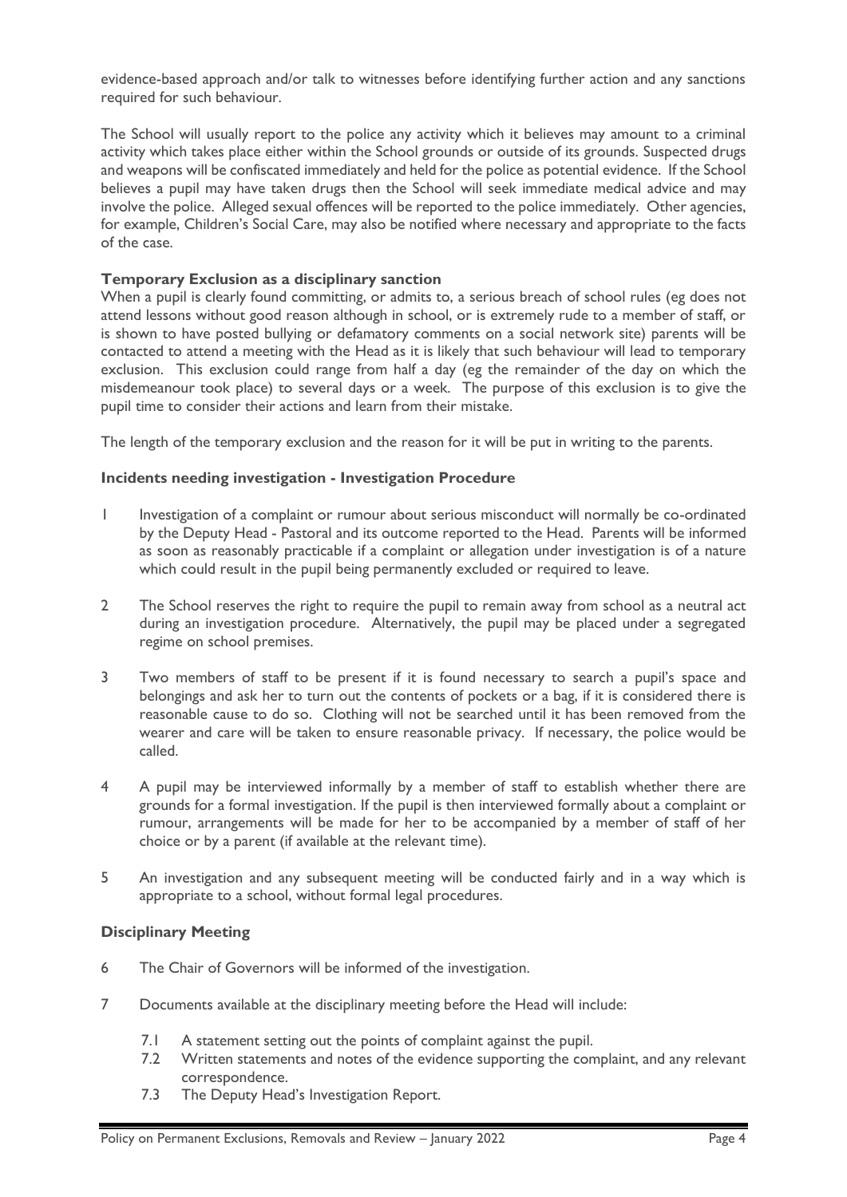evidence-based approach and/or talk to witnesses before identifying further action and any sanctions required for such behaviour.

The School will usually report to the police any activity which it believes may amount to a criminal activity which takes place either within the School grounds or outside of its grounds. Suspected drugs and weapons will be confiscated immediately and held for the police as potential evidence. If the School believes a pupil may have taken drugs then the School will seek immediate medical advice and may involve the police. Alleged sexual offences will be reported to the police immediately. Other agencies, for example, Children's Social Care, may also be notified where necessary and appropriate to the facts of the case.

### Temporary Exclusion as a disciplinary sanction

When a pupil is clearly found committing, or admits to, a serious breach of school rules (eg does not attend lessons without good reason although in school, or is extremely rude to a member of staff, or is shown to have posted bullying or defamatory comments on a social network site) parents will be contacted to attend a meeting with the Head as it is likely that such behaviour will lead to temporary exclusion. This exclusion could range from half a day (eg the remainder of the day on which the misdemeanour took place) to several days or a week. The purpose of this exclusion is to give the pupil time to consider their actions and learn from their mistake.

The length of the temporary exclusion and the reason for it will be put in writing to the parents.

### Incidents needing investigation - Investigation Procedure

1 Investigation of a complaint or rumour about serious misconduct will normally be co-ordinated by the Deputy Head - Pastoral and its outcome reported to the Head. Parents will be informed as soon as reasonably practicable if a complaint or allegation under investigation is of a nature which could result in the pupil being permanently excluded or required to leave.

2 The School reserves the right to require the pupil to remain away from school as a neutral act during an investigation procedure. Alternatively, the pupil may be placed under a segregated regime on school premises.

3 Two members of staff to be present if it is found necessary to search a pupil's space and belongings and ask her to turn out the contents of pockets or a bag, if it is considered there is reasonable cause to do so. Clothing will not be searched until it has been removed from the wearer and care will be taken to ensure reasonable privacy. If necessary, the police would be called.

4 A pupil may be interviewed informally by a member of staff to establish whether there are grounds for a formal investigation. If the pupil is then interviewed formally about a complaint or rumour, arrangements will be made for her to be accompanied by a member of staff of her choice or by a parent (if available at the relevant time).

5 An investigation and any subsequent meeting will be conducted fairly and in a way which is appropriate to a school, without formal legal procedures.

### Disciplinary Meeting

6 The Chair of Governors will be informed of the investigation.

7 Documents available at the disciplinary meeting before the Head will include:

   7.1 A statement setting out the points of complaint against the pupil.
   
   7.2 Written statements and notes of the evidence supporting the complaint, and any relevant correspondence.
   
   7.3 The Deputy Head's Investigation Report.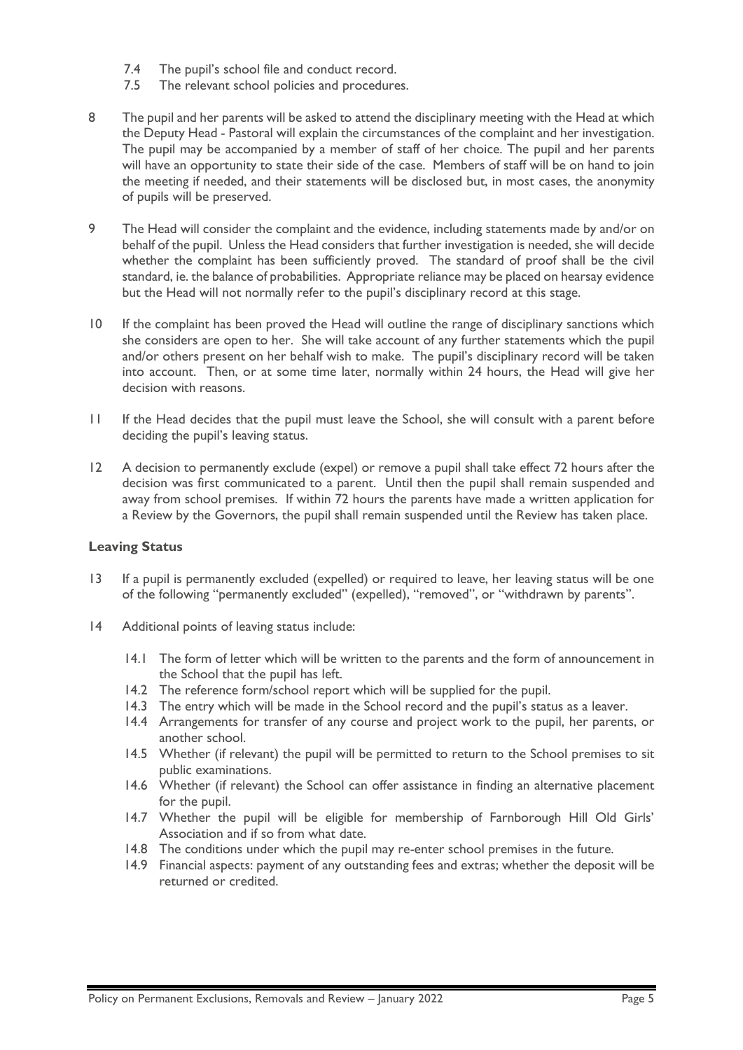7.4 The pupil's school file and conduct record.
7.5 The relevant school policies and procedures.

8 The pupil and her parents will be asked to attend the disciplinary meeting with the Head at which the Deputy Head - Pastoral will explain the circumstances of the complaint and her investigation. The pupil may be accompanied by a member of staff of her choice. The pupil and her parents will have an opportunity to state their side of the case. Members of staff will be on hand to join the meeting if needed, and their statements will be disclosed but, in most cases, the anonymity of pupils will be preserved.

9 The Head will consider the complaint and the evidence, including statements made by and/or on behalf of the pupil. Unless the Head considers that further investigation is needed, she will decide whether the complaint has been sufficiently proved. The standard of proof shall be the civil standard, ie. the balance of probabilities. Appropriate reliance may be placed on hearsay evidence but the Head will not normally refer to the pupil's disciplinary record at this stage.

10 If the complaint has been proved the Head will outline the range of disciplinary sanctions which she considers are open to her. She will take account of any further statements which the pupil and/or others present on her behalf wish to make. The pupil's disciplinary record will be taken into account. Then, or at some time later, normally within 24 hours, the Head will give her decision with reasons.

11 If the Head decides that the pupil must leave the School, she will consult with a parent before deciding the pupil's leaving status.

12 A decision to permanently exclude (expel) or remove a pupil shall take effect 72 hours after the decision was first communicated to a parent. Until then the pupil shall remain suspended and away from school premises. If within 72 hours the parents have made a written application for a Review by the Governors, the pupil shall remain suspended until the Review has taken place.

### Leaving Status

13 If a pupil is permanently excluded (expelled) or required to leave, her leaving status will be one of the following "permanently excluded" (expelled), "removed", or "withdrawn by parents".

14 Additional points of leaving status include:

14.1 The form of letter which will be written to the parents and the form of announcement in the School that the pupil has left.
14.2 The reference form/school report which will be supplied for the pupil.
14.3 The entry which will be made in the School record and the pupil's status as a leaver.
14.4 Arrangements for transfer of any course and project work to the pupil, her parents, or another school.
14.5 Whether (if relevant) the pupil will be permitted to return to the School premises to sit public examinations.
14.6 Whether (if relevant) the School can offer assistance in finding an alternative placement for the pupil.
14.7 Whether the pupil will be eligible for membership of Farnborough Hill Old Girls' Association and if so from what date.
14.8 The conditions under which the pupil may re-enter school premises in the future.
14.9 Financial aspects: payment of any outstanding fees and extras; whether the deposit will be returned or credited.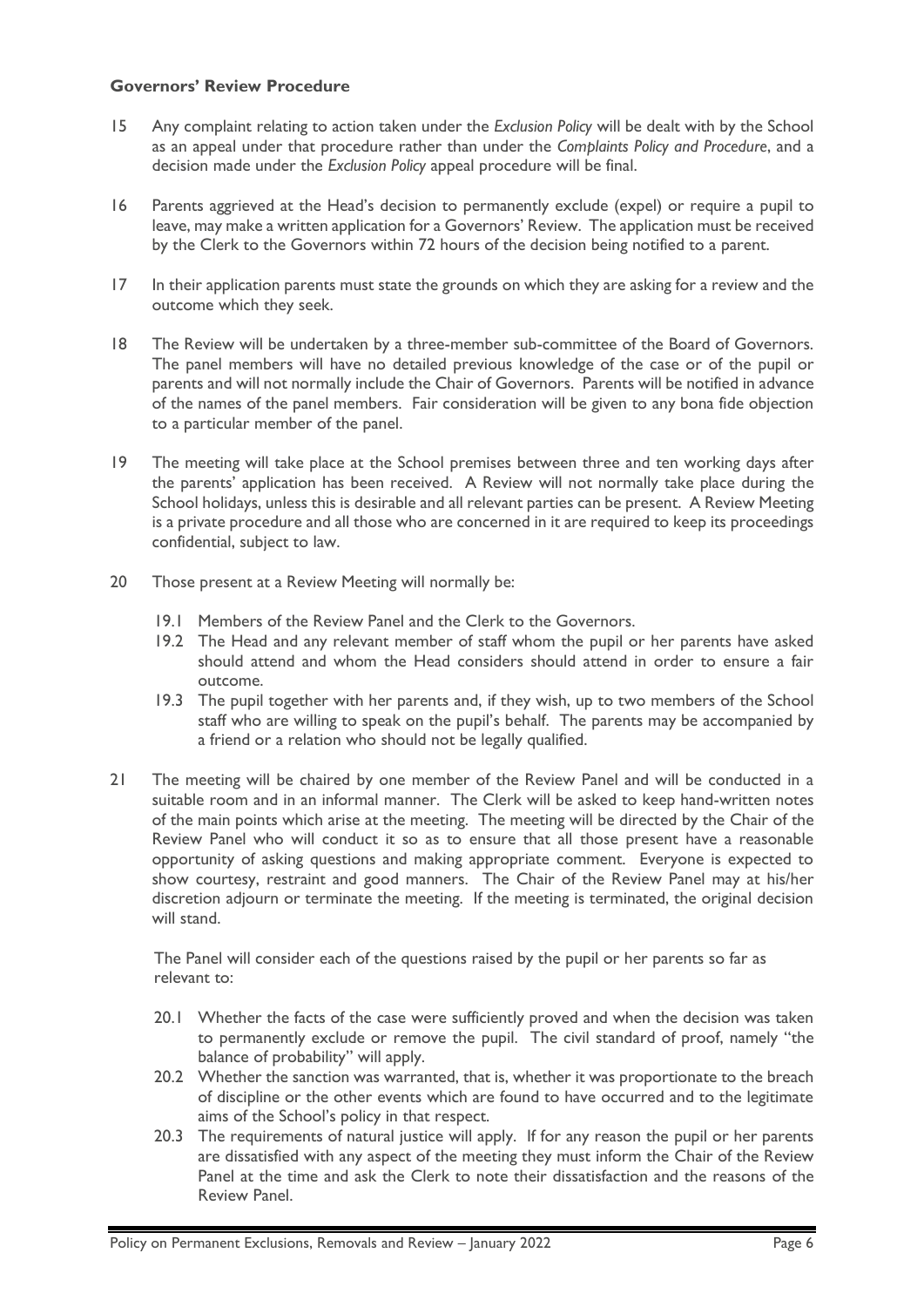**Governors' Review Procedure**

15 Any complaint relating to action taken under the *Exclusion Policy* will be dealt with by the School as an appeal under that procedure rather than under the *Complaints Policy and Procedure*, and a decision made under the *Exclusion Policy* appeal procedure will be final.

16 Parents aggrieved at the Head's decision to permanently exclude (expel) or require a pupil to leave, may make a written application for a Governors' Review. The application must be received by the Clerk to the Governors within 72 hours of the decision being notified to a parent.

17 In their application parents must state the grounds on which they are asking for a review and the outcome which they seek.

18 The Review will be undertaken by a three-member sub-committee of the Board of Governors. The panel members will have no detailed previous knowledge of the case or of the pupil or parents and will not normally include the Chair of Governors. Parents will be notified in advance of the names of the panel members. Fair consideration will be given to any bona fide objection to a particular member of the panel.

19 The meeting will take place at the School premises between three and ten working days after the parents' application has been received. A Review will not normally take place during the School holidays, unless this is desirable and all relevant parties can be present. A Review Meeting is a private procedure and all those who are concerned in it are required to keep its proceedings confidential, subject to law.

20 Those present at a Review Meeting will normally be:

19.1 Members of the Review Panel and the Clerk to the Governors.

19.2 The Head and any relevant member of staff whom the pupil or her parents have asked should attend and whom the Head considers should attend in order to ensure a fair outcome.

19.3 The pupil together with her parents and, if they wish, up to two members of the School staff who are willing to speak on the pupil's behalf. The parents may be accompanied by a friend or a relation who should not be legally qualified.

21 The meeting will be chaired by one member of the Review Panel and will be conducted in a suitable room and in an informal manner. The Clerk will be asked to keep hand-written notes of the main points which arise at the meeting. The meeting will be directed by the Chair of the Review Panel who will conduct it so as to ensure that all those present have a reasonable opportunity of asking questions and making appropriate comment. Everyone is expected to show courtesy, restraint and good manners. The Chair of the Review Panel may at his/her discretion adjourn or terminate the meeting. If the meeting is terminated, the original decision will stand.

The Panel will consider each of the questions raised by the pupil or her parents so far as relevant to:

20.1 Whether the facts of the case were sufficiently proved and when the decision was taken to permanently exclude or remove the pupil. The civil standard of proof, namely "the balance of probability" will apply.

20.2 Whether the sanction was warranted, that is, whether it was proportionate to the breach of discipline or the other events which are found to have occurred and to the legitimate aims of the School's policy in that respect.

20.3 The requirements of natural justice will apply. If for any reason the pupil or her parents are dissatisfied with any aspect of the meeting they must inform the Chair of the Review Panel at the time and ask the Clerk to note their dissatisfaction and the reasons of the Review Panel.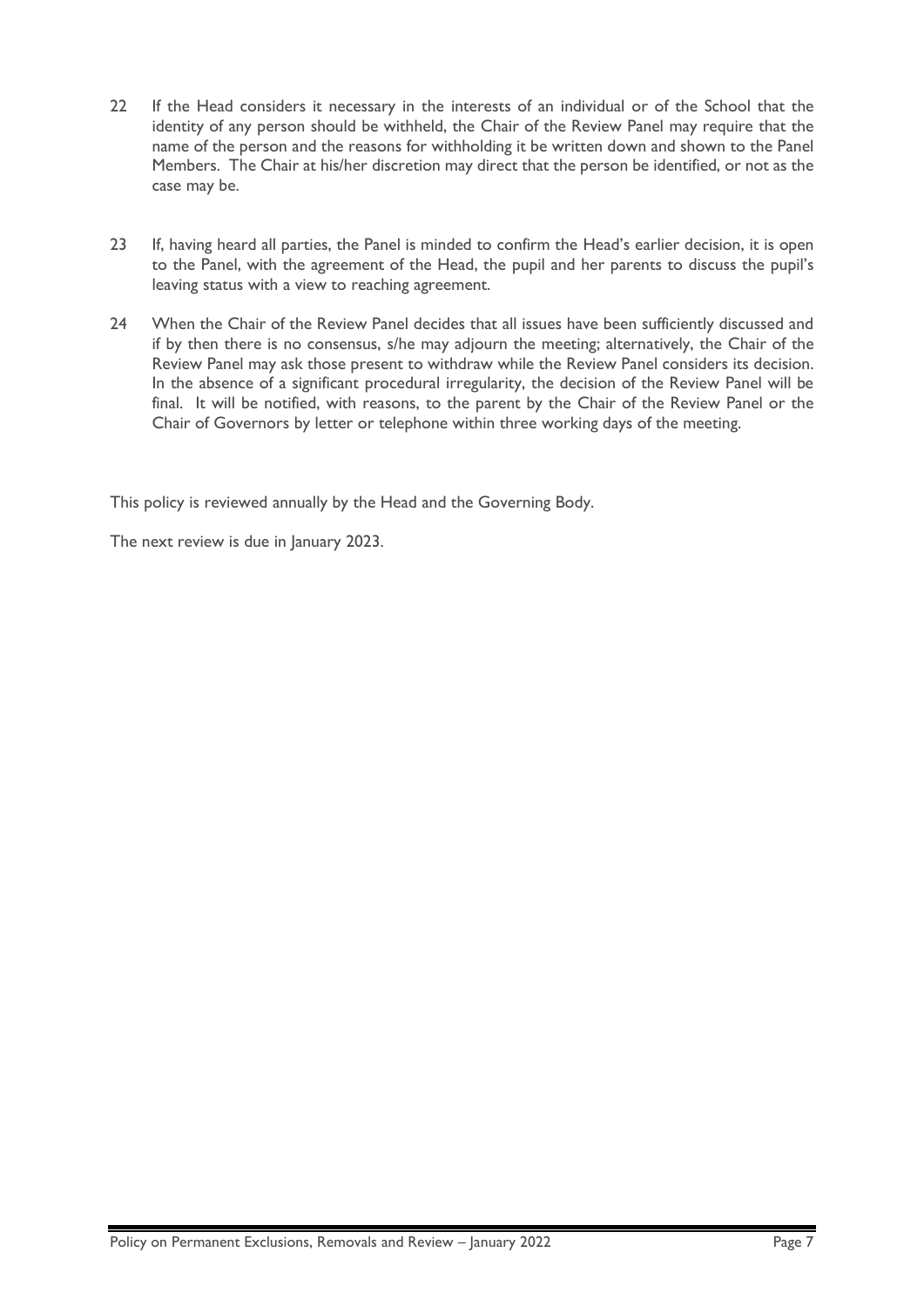22 If the Head considers it necessary in the interests of an individual or of the School that the identity of any person should be withheld, the Chair of the Review Panel may require that the name of the person and the reasons for withholding it be written down and shown to the Panel Members. The Chair at his/her discretion may direct that the person be identified, or not as the case may be.

23 If, having heard all parties, the Panel is minded to confirm the Head's earlier decision, it is open to the Panel, with the agreement of the Head, the pupil and her parents to discuss the pupil's leaving status with a view to reaching agreement.

24 When the Chair of the Review Panel decides that all issues have been sufficiently discussed and if by then there is no consensus, s/he may adjourn the meeting; alternatively, the Chair of the Review Panel may ask those present to withdraw while the Review Panel considers its decision. In the absence of a significant procedural irregularity, the decision of the Review Panel will be final. It will be notified, with reasons, to the parent by the Chair of the Review Panel or the Chair of Governors by letter or telephone within three working days of the meeting.

This policy is reviewed annually by the Head and the Governing Body.

The next review is due in January 2023.